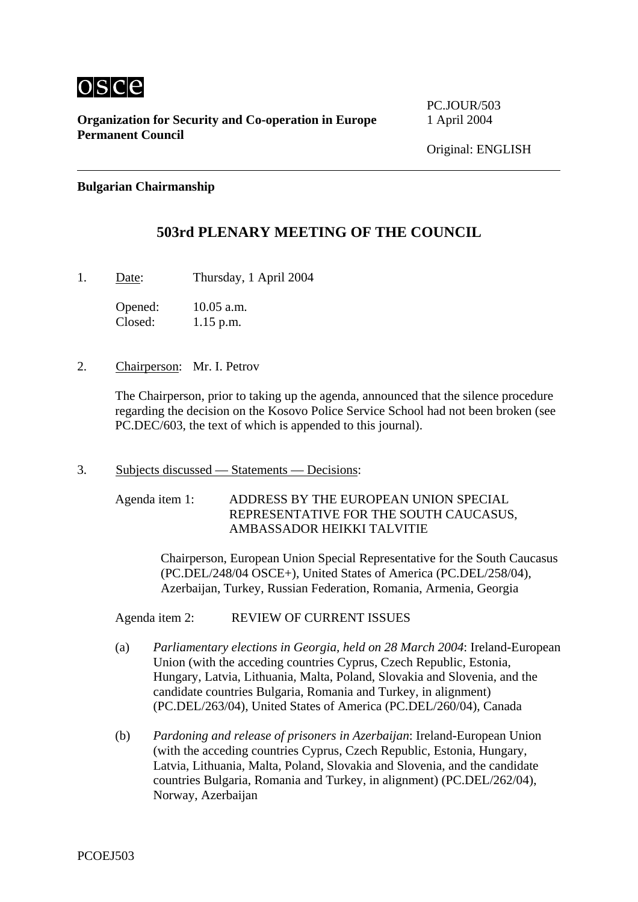osce

**Organization for Security and Co-operation in Europe**
**Permanent Council**

PC.JOUR/503
1 April 2004

Original: ENGLISH

**Bulgarian Chairmanship**

## 503rd PLENARY MEETING OF THE COUNCIL

1. Date: Thursday, 1 April 2004

   Opened: 10.05 a.m.
   Closed: 1.15 p.m.

2. Chairperson: Mr. I. Petrov

   The Chairperson, prior to taking up the agenda, announced that the silence procedure regarding the decision on the Kosovo Police Service School had not been broken (see PC.DEC/603, the text of which is appended to this journal).

3. Subjects discussed — Statements — Decisions:

   Agenda item 1: ADDRESS BY THE EUROPEAN UNION SPECIAL REPRESENTATIVE FOR THE SOUTH CAUCASUS, AMBASSADOR HEIKKI TALVITIE

   Chairperson, European Union Special Representative for the South Caucasus (PC.DEL/248/04 OSCE+), United States of America (PC.DEL/258/04), Azerbaijan, Turkey, Russian Federation, Romania, Armenia, Georgia

   Agenda item 2: REVIEW OF CURRENT ISSUES

   (a) *Parliamentary elections in Georgia, held on 28 March 2004*: Ireland-European Union (with the acceding countries Cyprus, Czech Republic, Estonia, Hungary, Latvia, Lithuania, Malta, Poland, Slovakia and Slovenia, and the candidate countries Bulgaria, Romania and Turkey, in alignment) (PC.DEL/263/04), United States of America (PC.DEL/260/04), Canada

   (b) *Pardoning and release of prisoners in Azerbaijan*: Ireland-European Union (with the acceding countries Cyprus, Czech Republic, Estonia, Hungary, Latvia, Lithuania, Malta, Poland, Slovakia and Slovenia, and the candidate countries Bulgaria, Romania and Turkey, in alignment) (PC.DEL/262/04), Norway, Azerbaijan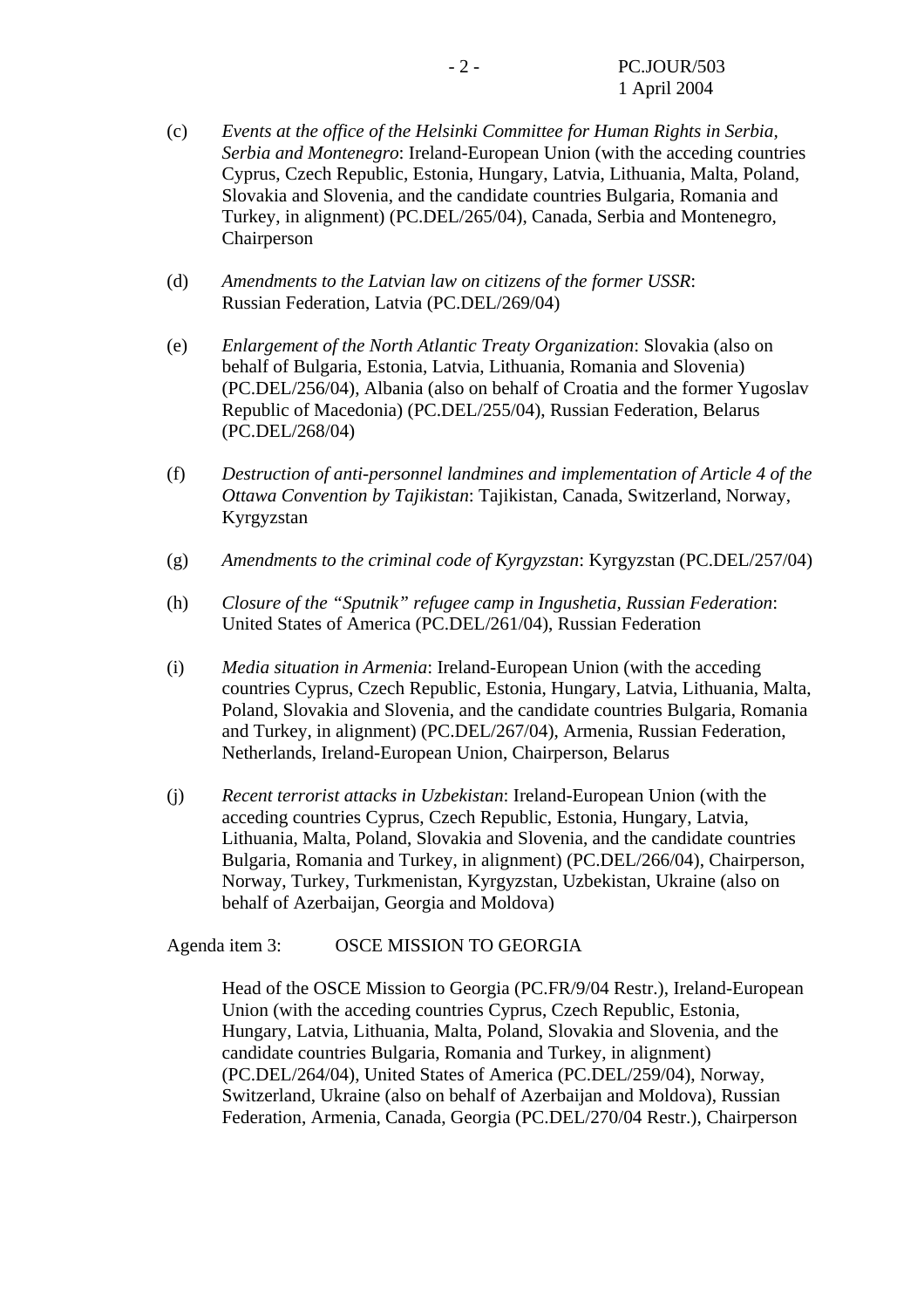(c) *Events at the office of the Helsinki Committee for Human Rights in Serbia, Serbia and Montenegro*: Ireland-European Union (with the acceding countries Cyprus, Czech Republic, Estonia, Hungary, Latvia, Lithuania, Malta, Poland, Slovakia and Slovenia, and the candidate countries Bulgaria, Romania and Turkey, in alignment) (PC.DEL/265/04), Canada, Serbia and Montenegro, Chairperson

(d) *Amendments to the Latvian law on citizens of the former USSR*: Russian Federation, Latvia (PC.DEL/269/04)

(e) *Enlargement of the North Atlantic Treaty Organization*: Slovakia (also on behalf of Bulgaria, Estonia, Latvia, Lithuania, Romania and Slovenia) (PC.DEL/256/04), Albania (also on behalf of Croatia and the former Yugoslav Republic of Macedonia) (PC.DEL/255/04), Russian Federation, Belarus (PC.DEL/268/04)

(f) *Destruction of anti-personnel landmines and implementation of Article 4 of the Ottawa Convention by Tajikistan*: Tajikistan, Canada, Switzerland, Norway, Kyrgyzstan

(g) *Amendments to the criminal code of Kyrgyzstan*: Kyrgyzstan (PC.DEL/257/04)

(h) *Closure of the "Sputnik" refugee camp in Ingushetia, Russian Federation*: United States of America (PC.DEL/261/04), Russian Federation

(i) *Media situation in Armenia*: Ireland-European Union (with the acceding countries Cyprus, Czech Republic, Estonia, Hungary, Latvia, Lithuania, Malta, Poland, Slovakia and Slovenia, and the candidate countries Bulgaria, Romania and Turkey, in alignment) (PC.DEL/267/04), Armenia, Russian Federation, Netherlands, Ireland-European Union, Chairperson, Belarus

(j) *Recent terrorist attacks in Uzbekistan*: Ireland-European Union (with the acceding countries Cyprus, Czech Republic, Estonia, Hungary, Latvia, Lithuania, Malta, Poland, Slovakia and Slovenia, and the candidate countries Bulgaria, Romania and Turkey, in alignment) (PC.DEL/266/04), Chairperson, Norway, Turkey, Turkmenistan, Kyrgyzstan, Uzbekistan, Ukraine (also on behalf of Azerbaijan, Georgia and Moldova)

Agenda item 3: OSCE MISSION TO GEORGIA

Head of the OSCE Mission to Georgia (PC.FR/9/04 Restr.), Ireland-European Union (with the acceding countries Cyprus, Czech Republic, Estonia, Hungary, Latvia, Lithuania, Malta, Poland, Slovakia and Slovenia, and the candidate countries Bulgaria, Romania and Turkey, in alignment) (PC.DEL/264/04), United States of America (PC.DEL/259/04), Norway, Switzerland, Ukraine (also on behalf of Azerbaijan and Moldova), Russian Federation, Armenia, Canada, Georgia (PC.DEL/270/04 Restr.), Chairperson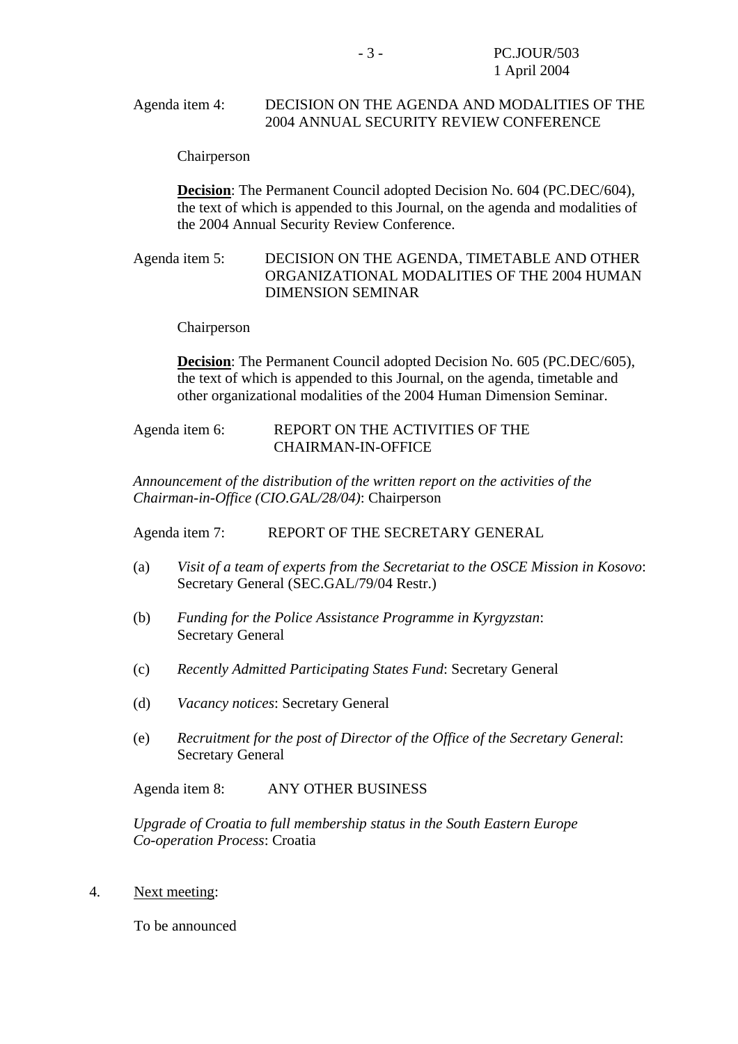Agenda item 4: DECISION ON THE AGENDA AND MODALITIES OF THE 2004 ANNUAL SECURITY REVIEW CONFERENCE

Chairperson

**Decision**: The Permanent Council adopted Decision No. 604 (PC.DEC/604), the text of which is appended to this Journal, on the agenda and modalities of the 2004 Annual Security Review Conference.

Agenda item 5: DECISION ON THE AGENDA, TIMETABLE AND OTHER ORGANIZATIONAL MODALITIES OF THE 2004 HUMAN DIMENSION SEMINAR

Chairperson

**Decision**: The Permanent Council adopted Decision No. 605 (PC.DEC/605), the text of which is appended to this Journal, on the agenda, timetable and other organizational modalities of the 2004 Human Dimension Seminar.

Agenda item 6: REPORT ON THE ACTIVITIES OF THE CHAIRMAN-IN-OFFICE

*Announcement of the distribution of the written report on the activities of the Chairman-in-Office (CIO.GAL/28/04)*: Chairperson

Agenda item 7: REPORT OF THE SECRETARY GENERAL

(a) *Visit of a team of experts from the Secretariat to the OSCE Mission in Kosovo*: Secretary General (SEC.GAL/79/04 Restr.)

(b) *Funding for the Police Assistance Programme in Kyrgyzstan*: Secretary General

(c) *Recently Admitted Participating States Fund*: Secretary General

(d) *Vacancy notices*: Secretary General

(e) *Recruitment for the post of Director of the Office of the Secretary General*: Secretary General

Agenda item 8: ANY OTHER BUSINESS

*Upgrade of Croatia to full membership status in the South Eastern Europe Co-operation Process*: Croatia

4. Next meeting:

To be announced